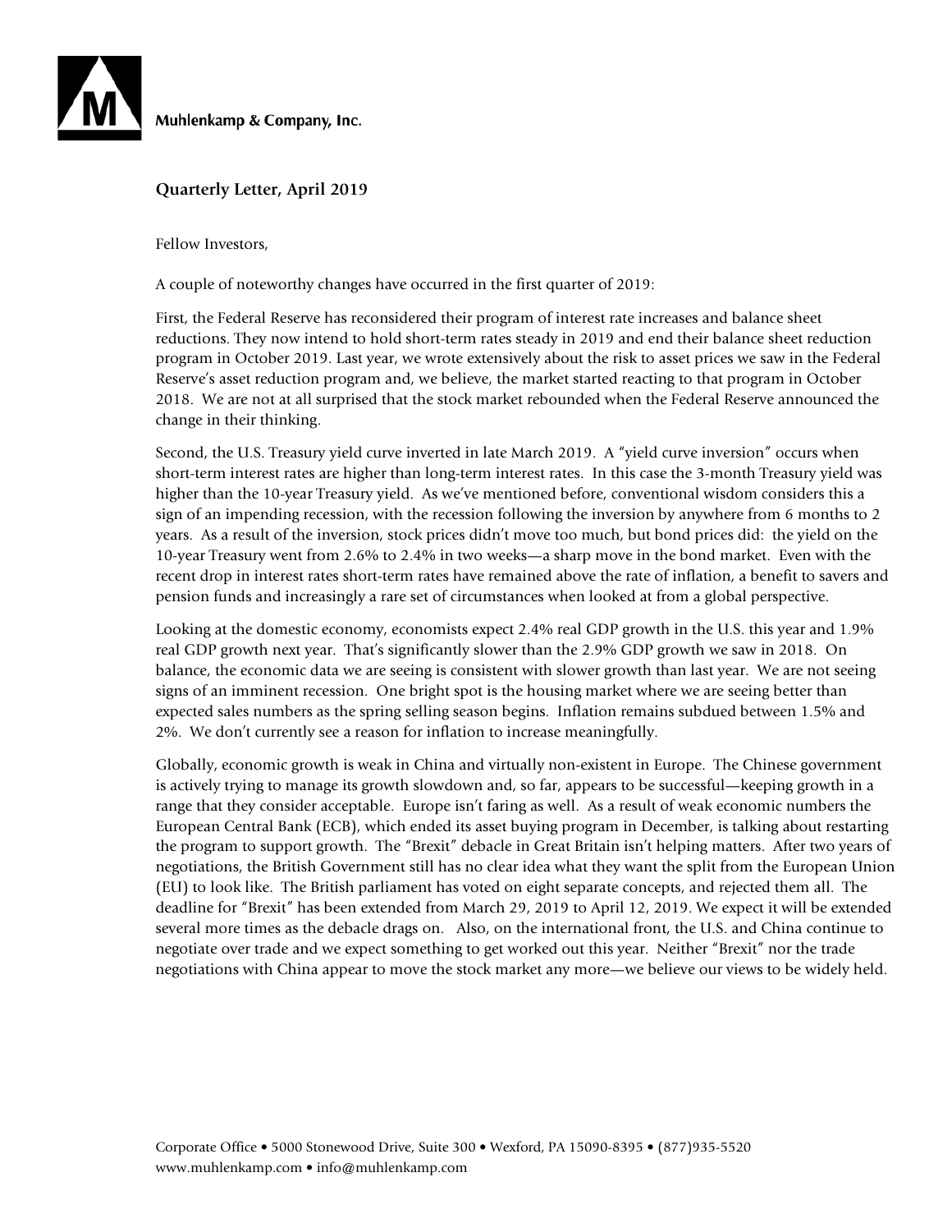Muhlenkamp & Company, Inc.

## Quarterly Letter, April 2019

Fellow Investors,

A couple of noteworthy changes have occurred in the first quarter of 2019:

First, the Federal Reserve has reconsidered their program of interest rate increases and balance sheet reductions. They now intend to hold short-term rates steady in 2019 and end their balance sheet reduction program in October 2019. Last year, we wrote extensively about the risk to asset prices we saw in the Federal Reserve's asset reduction program and, we believe, the market started reacting to that program in October 2018. We are not at all surprised that the stock market rebounded when the Federal Reserve announced the change in their thinking.

Second, the U.S. Treasury yield curve inverted in late March 2019. A "yield curve inversion" occurs when short-term interest rates are higher than long-term interest rates. In this case the 3-month Treasury yield was higher than the 10-year Treasury yield. As we've mentioned before, conventional wisdom considers this a sign of an impending recession, with the recession following the inversion by anywhere from 6 months to 2 years. As a result of the inversion, stock prices didn't move too much, but bond prices did: the yield on the 10-year Treasury went from 2.6% to 2.4% in two weeks—a sharp move in the bond market. Even with the recent drop in interest rates short-term rates have remained above the rate of inflation, a benefit to savers and pension funds and increasingly a rare set of circumstances when looked at from a global perspective.

Looking at the domestic economy, economists expect 2.4% real GDP growth in the U.S. this year and 1.9% real GDP growth next year. That's significantly slower than the 2.9% GDP growth we saw in 2018. On balance, the economic data we are seeing is consistent with slower growth than last year. We are not seeing signs of an imminent recession. One bright spot is the housing market where we are seeing better than expected sales numbers as the spring selling season begins. Inflation remains subdued between 1.5% and 2%. We don't currently see a reason for inflation to increase meaningfully.

Globally, economic growth is weak in China and virtually non-existent in Europe. The Chinese government is actively trying to manage its growth slowdown and, so far, appears to be successful—keeping growth in a range that they consider acceptable. Europe isn't faring as well. As a result of weak economic numbers the European Central Bank (ECB), which ended its asset buying program in December, is talking about restarting the program to support growth. The "Brexit" debacle in Great Britain isn't helping matters. After two years of negotiations, the British Government still has no clear idea what they want the split from the European Union (EU) to look like. The British parliament has voted on eight separate concepts, and rejected them all. The deadline for "Brexit" has been extended from March 29, 2019 to April 12, 2019. We expect it will be extended several more times as the debacle drags on. Also, on the international front, the U.S. and China continue to negotiate over trade and we expect something to get worked out this year. Neither "Brexit" nor the trade negotiations with China appear to move the stock market any more—we believe our views to be widely held.

Corporate Office • 5000 Stonewood Drive, Suite 300 • Wexford, PA 15090-8395 • (877)935-5520
www.muhlenkamp.com • info@muhlenkamp.com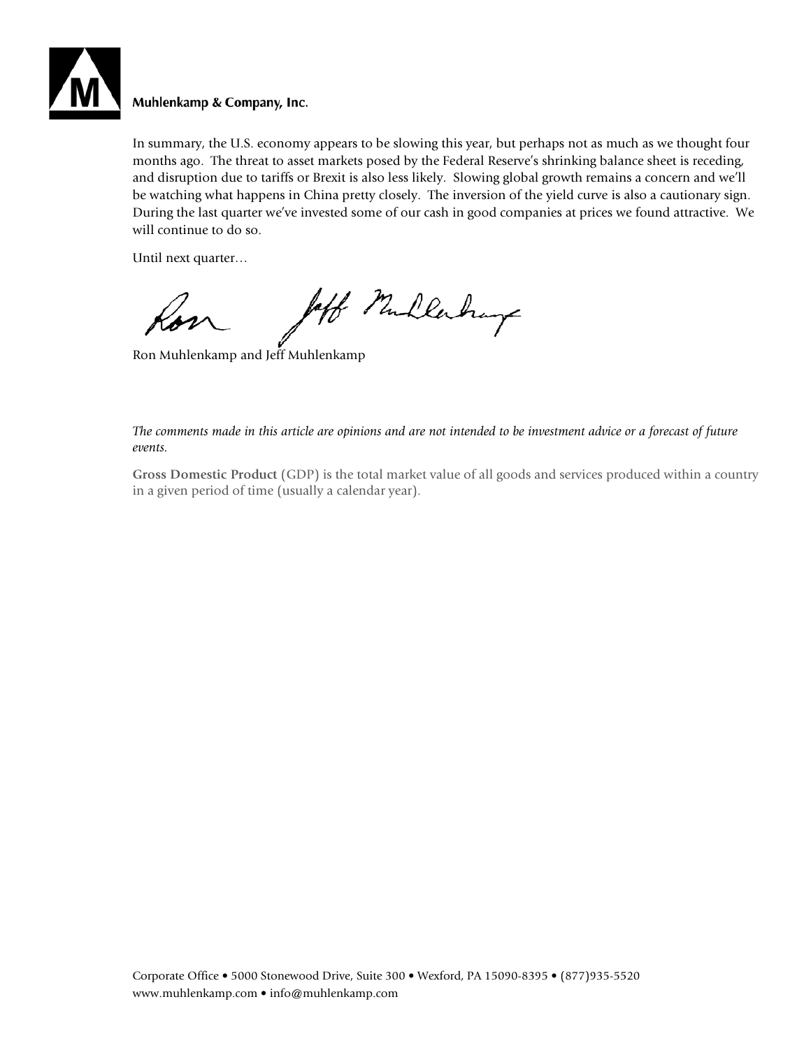In summary, the U.S. economy appears to be slowing this year, but perhaps not as much as we thought four months ago. The threat to asset markets posed by the Federal Reserve's shrinking balance sheet is receding, and disruption due to tariffs or Brexit is also less likely. Slowing global growth remains a concern and we'll be watching what happens in China pretty closely. The inversion of the yield curve is also a cautionary sign. During the last quarter we've invested some of our cash in good companies at prices we found attractive. We will continue to do so.

Until next quarter…

Ron Muhlenkamp and Jeff Muhlenkamp

*The comments made in this article are opinions and are not intended to be investment advice or a forecast of future events.*

**Gross Domestic Product** (GDP) is the total market value of all goods and services produced within a country in a given period of time (usually a calendar year).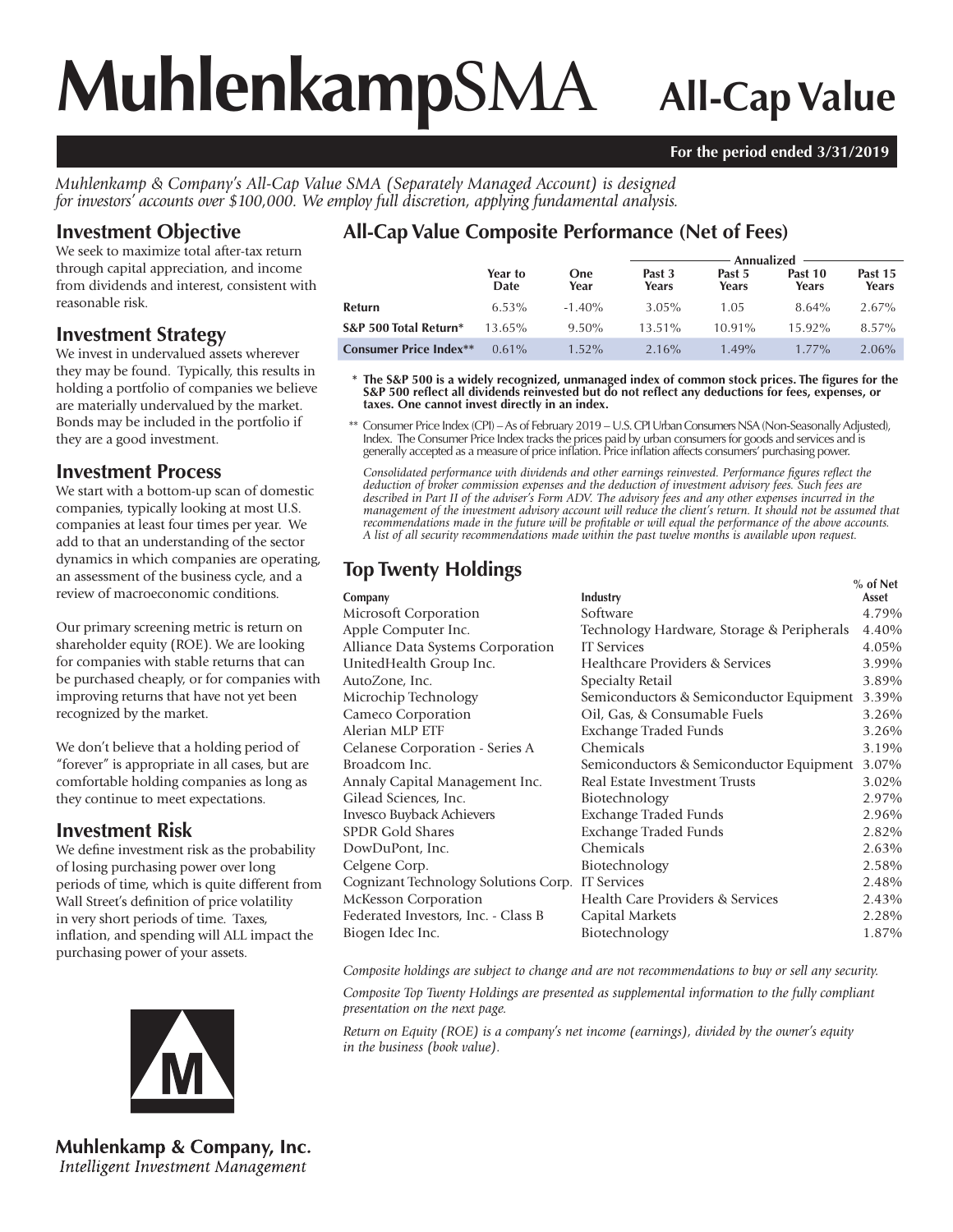# MuhlenkampSMA All-Cap Value

**For the period ended 3/31/2019**

*Muhlenkamp & Company's All-Cap Value SMA (Separately Managed Account) is designed for investors' accounts over $100,000. We employ full discretion, applying fundamental analysis.*

## Investment Objective

We seek to maximize total after-tax return through capital appreciation, and income from dividends and interest, consistent with reasonable risk.

## Investment Strategy

We invest in undervalued assets wherever they may be found. Typically, this results in holding a portfolio of companies we believe are materially undervalued by the market. Bonds may be included in the portfolio if they are a good investment.

## Investment Process

We start with a bottom-up scan of domestic companies, typically looking at most U.S. companies at least four times per year. We add to that an understanding of the sector dynamics in which companies are operating, an assessment of the business cycle, and a review of macroeconomic conditions.

Our primary screening metric is return on shareholder equity (ROE). We are looking for companies with stable returns that can be purchased cheaply, or for companies with improving returns that have not yet been recognized by the market.

We don't believe that a holding period of "forever" is appropriate in all cases, but are comfortable holding companies as long as they continue to meet expectations.

## Investment Risk

We define investment risk as the probability of losing purchasing power over long periods of time, which is quite different from Wall Street's definition of price volatility in very short periods of time. Taxes, inflation, and spending will ALL impact the purchasing power of your assets.

## All-Cap Value Composite Performance (Net of Fees)

| | Year to Date | One Year | Past 3 Years (Annualized) | Past 5 Years (Annualized) | Past 10 Years (Annualized) | Past 15 Years (Annualized) |
|---|---|---|---|---|---|---|
| **Return** | 6.53% | -1.40% | 3.05% | 1.05 | 8.64% | 2.67% |
| **S&P 500 Total Return*** | 13.65% | 9.50% | 13.51% | 10.91% | 15.92% | 8.57% |
| **Consumer Price Index**** | 0.61% | 1.52% | 2.16% | 1.49% | 1.77% | 2.06% |

\* **The S&P 500 is a widely recognized, unmanaged index of common stock prices. The figures for the S&P 500 reflect all dividends reinvested but do not reflect any deductions for fees, expenses, or taxes. One cannot invest directly in an index.**

\*\* Consumer Price Index (CPI) – As of February 2019 – U.S. CPI Urban Consumers NSA (Non-Seasonally Adjusted), Index. The Consumer Price Index tracks the prices paid by urban consumers for goods and services and is generally accepted as a measure of price inflation. Price inflation affects consumers' purchasing power.

*Consolidated performance with dividends and other earnings reinvested. Performance figures reflect the deduction of broker commission expenses and the deduction of investment advisory fees. Such fees are described in Part II of the adviser's Form ADV. The advisory fees and any other expenses incurred in the management of the investment advisory account will reduce the client's return. It should not be assumed that recommendations made in the future will be profitable or will equal the performance of the above accounts. A list of all security recommendations made within the past twelve months is available upon request.*

## Top Twenty Holdings

| Company | Industry | % of Net Asset |
|---|---|---|
| Microsoft Corporation | Software | 4.79% |
| Apple Computer Inc. | Technology Hardware, Storage & Peripherals | 4.40% |
| Alliance Data Systems Corporation | IT Services | 4.05% |
| UnitedHealth Group Inc. | Healthcare Providers & Services | 3.99% |
| AutoZone, Inc. | Specialty Retail | 3.89% |
| Microchip Technology | Semiconductors & Semiconductor Equipment | 3.39% |
| Cameco Corporation | Oil, Gas, & Consumable Fuels | 3.26% |
| Alerian MLP ETF | Exchange Traded Funds | 3.26% |
| Celanese Corporation - Series A | Chemicals | 3.19% |
| Broadcom Inc. | Semiconductors & Semiconductor Equipment | 3.07% |
| Annaly Capital Management Inc. | Real Estate Investment Trusts | 3.02% |
| Gilead Sciences, Inc. | Biotechnology | 2.97% |
| Invesco Buyback Achievers | Exchange Traded Funds | 2.96% |
| SPDR Gold Shares | Exchange Traded Funds | 2.82% |
| DowDuPont, Inc. | Chemicals | 2.63% |
| Celgene Corp. | Biotechnology | 2.58% |
| Cognizant Technology Solutions Corp. | IT Services | 2.48% |
| McKesson Corporation | Health Care Providers & Services | 2.43% |
| Federated Investors, Inc. - Class B | Capital Markets | 2.28% |
| Biogen Idec Inc. | Biotechnology | 1.87% |

*Composite holdings are subject to change and are not recommendations to buy or sell any security.*

*Composite Top Twenty Holdings are presented as supplemental information to the fully compliant presentation on the next page.*

*Return on Equity (ROE) is a company's net income (earnings), divided by the owner's equity in the business (book value).*

**Muhlenkamp & Company, Inc.**
*Intelligent Investment Management*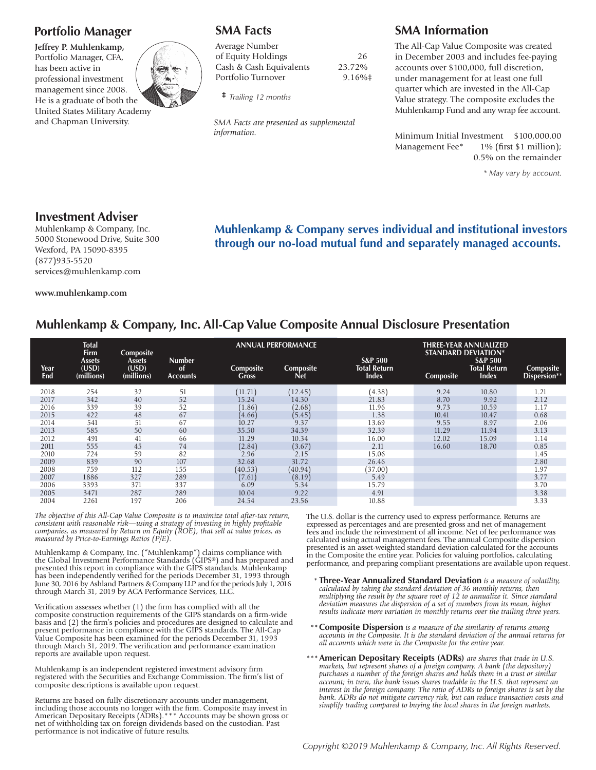## Portfolio Manager

**Jeffrey P. Muhlenkamp,** Portfolio Manager, CFA, has been active in professional investment management since 2008. He is a graduate of both the United States Military Academy and Chapman University.

## SMA Facts

| | |
|---|---|
| Average Number of Equity Holdings | 26 |
| Cash & Cash Equivalents | 23.72% |
| Portfolio Turnover | 9.16%‡ |

‡ *Trailing 12 months*

*SMA Facts are presented as supplemental information.*

## SMA Information

The All-Cap Value Composite was created in December 2003 and includes fee-paying accounts over $100,000, full discretion, under management for at least one full quarter which are invested in the All-Cap Value strategy. The composite excludes the Muhlenkamp Fund and any wrap fee account.

Minimum Initial Investment $100,000.00
Management Fee* 1% (first $1 million); 0.5% on the remainder

*\* May vary by account.*

## Investment Adviser

Muhlenkamp & Company, Inc.
5000 Stonewood Drive, Suite 300
Wexford, PA 15090-8395
(877)935-5520
services@muhlenkamp.com

**www.muhlenkamp.com**

**Muhlenkamp & Company serves individual and institutional investors through our no-load mutual fund and separately managed accounts.**

## Muhlenkamp & Company, Inc. All-Cap Value Composite Annual Disclosure Presentation

| | | | | ANNUAL PERFORMANCE | | | THREE-YEAR ANNUALIZED STANDARD DEVIATION* | | |
|---|---|---|---|---|---|---|---|---|---|
| Year End | Total Firm Assets (USD) (millions) | Composite Assets (USD) (millions) | Number of Accounts | Composite Gross | Composite Net | S&P 500 Total Return Index | Composite | S&P 500 Total Return Index | Composite Dispersion** |
| 2018 | 254 | 32 | 51 | (11.71) | (12.45) | (4.38) | 9.24 | 10.80 | 1.21 |
| 2017 | 342 | 40 | 52 | 15.24 | 14.30 | 21.83 | 8.70 | 9.92 | 2.12 |
| 2016 | 339 | 39 | 52 | (1.86) | (2.68) | 11.96 | 9.73 | 10.59 | 1.17 |
| 2015 | 422 | 48 | 67 | (4.66) | (5.45) | 1.38 | 10.41 | 10.47 | 0.68 |
| 2014 | 541 | 51 | 67 | 10.27 | 9.37 | 13.69 | 9.55 | 8.97 | 2.06 |
| 2013 | 585 | 50 | 60 | 35.50 | 34.39 | 32.39 | 11.29 | 11.94 | 3.13 |
| 2012 | 491 | 41 | 66 | 11.29 | 10.34 | 16.00 | 12.02 | 15.09 | 1.14 |
| 2011 | 555 | 45 | 74 | (2.84) | (3.67) | 2.11 | 16.60 | 18.70 | 0.85 |
| 2010 | 724 | 59 | 82 | 2.96 | 2.15 | 15.06 | | | 1.45 |
| 2009 | 839 | 90 | 107 | 32.68 | 31.72 | 26.46 | | | 2.80 |
| 2008 | 759 | 112 | 155 | (40.53) | (40.94) | (37.00) | | | 1.97 |
| 2007 | 1886 | 327 | 289 | (7.61) | (8.19) | 5.49 | | | 3.77 |
| 2006 | 3393 | 371 | 337 | 6.09 | 5.34 | 15.79 | | | 3.70 |
| 2005 | 3471 | 287 | 289 | 10.04 | 9.22 | 4.91 | | | 3.38 |
| 2004 | 2261 | 197 | 206 | 24.54 | 23.56 | 10.88 | | | 3.33 |

*The objective of this All-Cap Value Composite is to maximize total after-tax return, consistent with reasonable risk—using a strategy of investing in highly profitable companies, as measured by Return on Equity (ROE), that sell at value prices, as measured by Price-to-Earnings Ratios (P/E).*

Muhlenkamp & Company, Inc. ("Muhlenkamp") claims compliance with the Global Investment Performance Standards (GIPS®) and has prepared and presented this report in compliance with the GIPS standards. Muhlenkamp has been independently verified for the periods December 31, 1993 through June 30, 2016 by Ashland Partners & Company LLP and for the periods July 1, 2016 through March 31, 2019 by ACA Performance Services, LLC.

Verification assesses whether (1) the firm has complied with all the composite construction requirements of the GIPS standards on a firm-wide basis and (2) the firm's policies and procedures are designed to calculate and present performance in compliance with the GIPS standards. The All-Cap Value Composite has been examined for the periods December 31, 1993 through March 31, 2019. The verification and performance examination reports are available upon request.

Muhlenkamp is an independent registered investment advisory firm registered with the Securities and Exchange Commission. The firm's list of composite descriptions is available upon request.

Returns are based on fully discretionary accounts under management, including those accounts no longer with the firm. Composite may invest in American Depositary Receipts (ADRs).*** Accounts may be shown gross or net of withholding tax on foreign dividends based on the custodian. Past performance is not indicative of future results.

The U.S. dollar is the currency used to express performance. Returns are expressed as percentages and are presented gross and net of management fees and include the reinvestment of all income. Net of fee performance was calculated using actual management fees. The annual Composite dispersion presented is an asset-weighted standard deviation calculated for the accounts in the Composite the entire year. Policies for valuing portfolios, calculating performance, and preparing compliant presentations are available upon request.

\* **Three-Year Annualized Standard Deviation** *is a measure of volatility, calculated by taking the standard deviation of 36 monthly returns, then multiplying the result by the square root of 12 to annualize it. Since standard deviation measures the dispersion of a set of numbers from its mean, higher results indicate more variation in monthly returns over the trailing three years.*

\*\* **Composite Dispersion** *is a measure of the similarity of returns among accounts in the Composite. It is the standard deviation of the annual returns for all accounts which were in the Composite for the entire year.*

\*\*\* **American Depositary Receipts (ADRs)** *are shares that trade in U.S. markets, but represent shares of a foreign company. A bank (the depository) purchases a number of the foreign shares and holds them in a trust or similar account; in turn, the bank issues shares tradable in the U.S. that represent an interest in the foreign company. The ratio of ADRs to foreign shares is set by the bank. ADRs do not mitigate currency risk, but can reduce transaction costs and simplify trading compared to buying the local shares in the foreign markets.*

*Copyright ©2019 Muhlenkamp & Company, Inc. All Rights Reserved.*